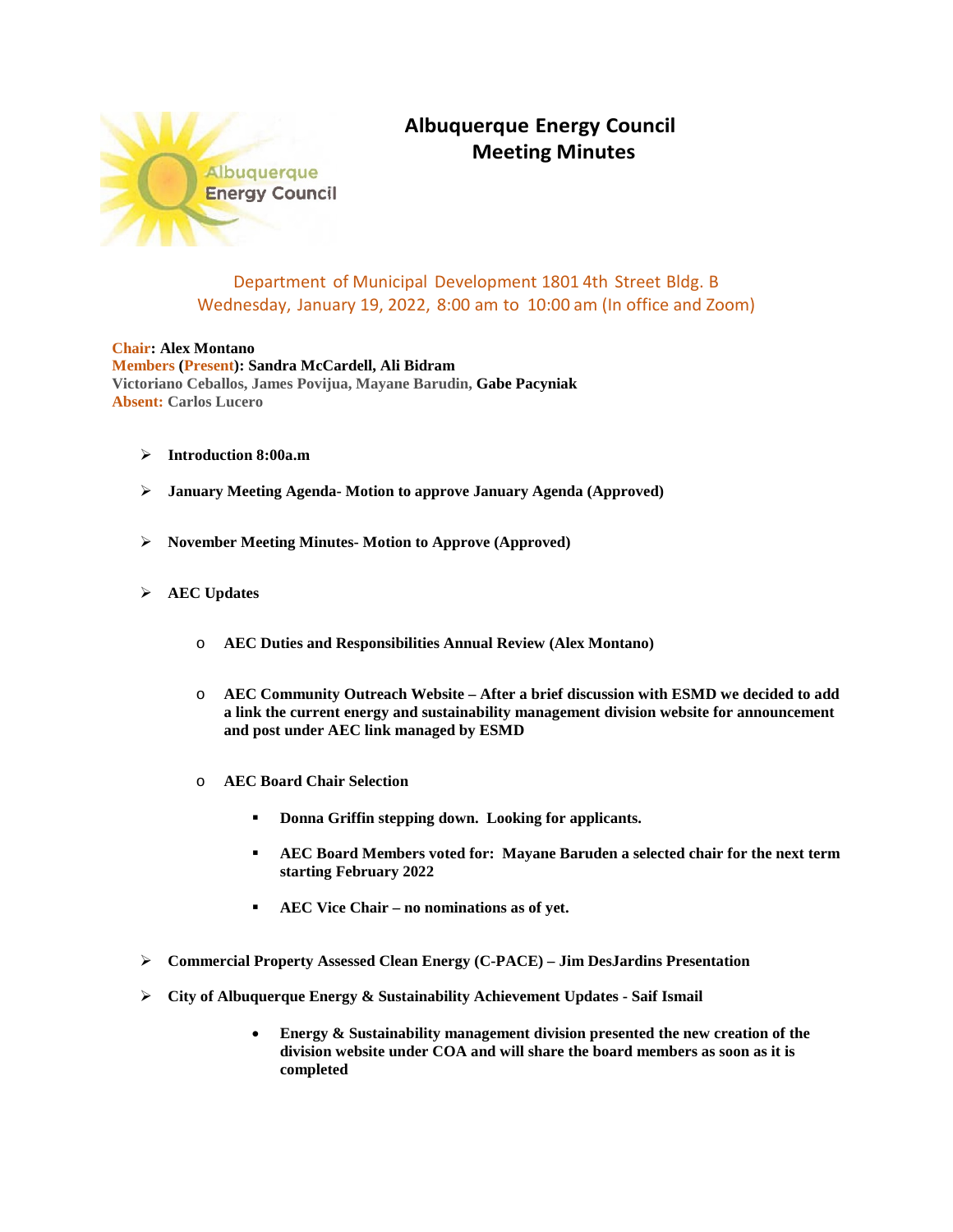# Albuquerque Energy Council
# Meeting Minutes

Department of Municipal Development 1801 4th Street Bldg. B
Wednesday, January 19, 2022, 8:00 am to 10:00 am (In office and Zoom)

**Chair: Alex Montano**
**Members (Present): Sandra McCardell, Ali Bidram**
**Victoriano Ceballos, James Povijua, Mayane Barudin, Gabe Pacyniak**
**Absent: Carlos Lucero**

- **Introduction 8:00a.m**
- **January Meeting Agenda- Motion to approve January Agenda (Approved)**
- **November Meeting Minutes- Motion to Approve (Approved)**
- **AEC Updates**
  - **AEC Duties and Responsibilities Annual Review (Alex Montano)**
  - **AEC Community Outreach Website – After a brief discussion with ESMD we decided to add a link the current energy and sustainability management division website for announcement and post under AEC link managed by ESMD**
  - **AEC Board Chair Selection**
    - **Donna Griffin stepping down. Looking for applicants.**
    - **AEC Board Members voted for: Mayane Baruden a selected chair for the next term starting February 2022**
    - **AEC Vice Chair – no nominations as of yet.**
- **Commercial Property Assessed Clean Energy (C-PACE) – Jim DesJardins Presentation**
- **City of Albuquerque Energy & Sustainability Achievement Updates - Saif Ismail**
  - **Energy & Sustainability management division presented the new creation of the division website under COA and will share the board members as soon as it is completed**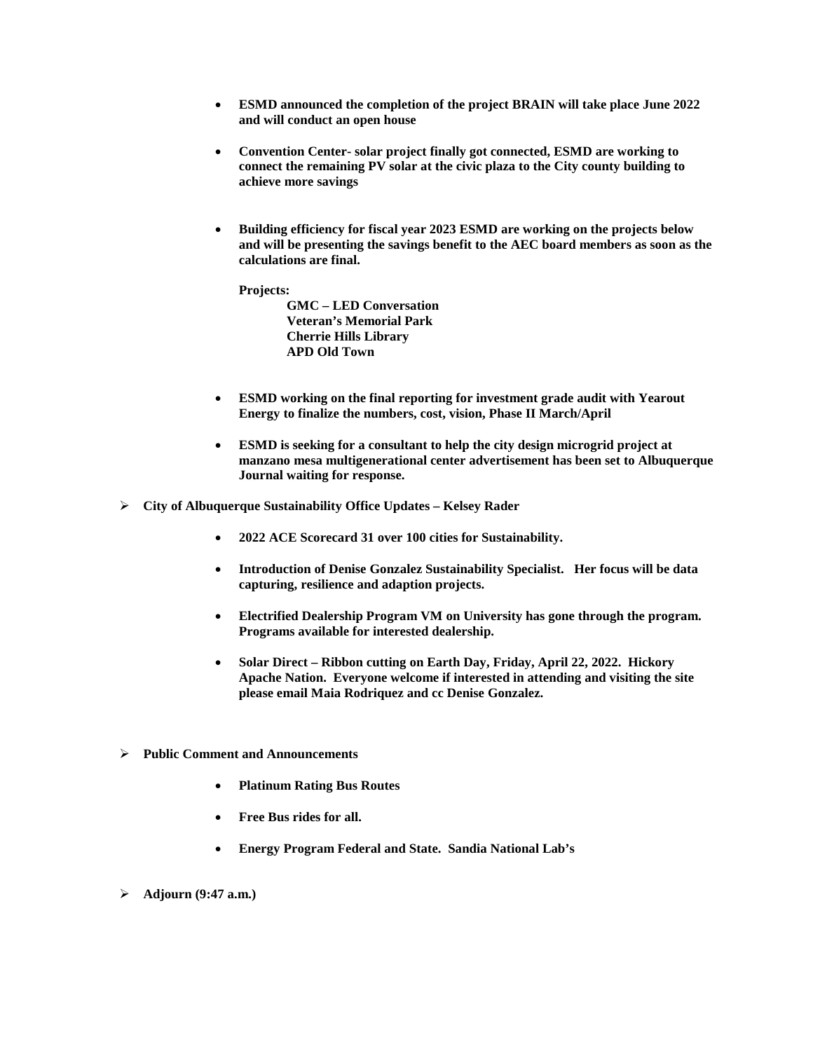- **ESMD announced the completion of the project BRAIN will take place June 2022 and will conduct an open house**

- **Convention Center- solar project finally got connected, ESMD are working to connect the remaining PV solar at the civic plaza to the City county building to achieve more savings**

- **Building efficiency for fiscal year 2023 ESMD are working on the projects below and will be presenting the savings benefit to the AEC board members as soon as the calculations are final.**

  **Projects:**
  - **GMC – LED Conversation**
  - **Veteran's Memorial Park**
  - **Cherrie Hills Library**
  - **APD Old Town**

- **ESMD working on the final reporting for investment grade audit with Yearout Energy to finalize the numbers, cost, vision, Phase II March/April**

- **ESMD is seeking for a consultant to help the city design microgrid project at manzano mesa multigenerational center advertisement has been set to Albuquerque Journal waiting for response.**

➢ **City of Albuquerque Sustainability Office Updates – Kelsey Rader**

- **2022 ACE Scorecard 31 over 100 cities for Sustainability.**

- **Introduction of Denise Gonzalez Sustainability Specialist. Her focus will be data capturing, resilience and adaption projects.**

- **Electrified Dealership Program VM on University has gone through the program. Programs available for interested dealership.**

- **Solar Direct – Ribbon cutting on Earth Day, Friday, April 22, 2022. Hickory Apache Nation. Everyone welcome if interested in attending and visiting the site please email Maia Rodriquez and cc Denise Gonzalez.**

➢ **Public Comment and Announcements**

- **Platinum Rating Bus Routes**

- **Free Bus rides for all.**

- **Energy Program Federal and State. Sandia National Lab's**

➢ **Adjourn (9:47 a.m.)**